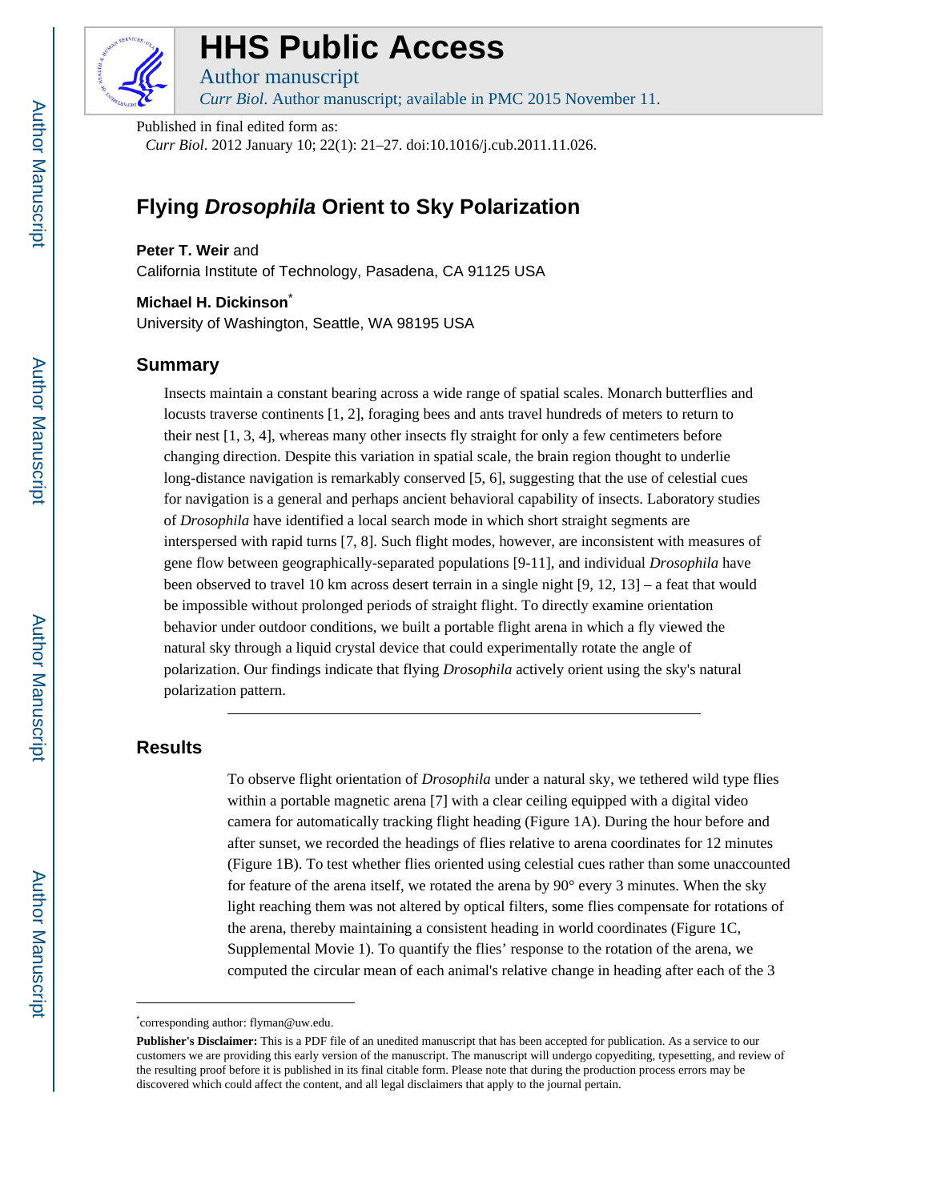# HHS Public Access

Author manuscript

*Curr Biol*. Author manuscript; available in PMC 2015 November 11.

Published in final edited form as:

*Curr Biol*. 2012 January 10; 22(1): 21–27. doi:10.1016/j.cub.2011.11.026.

# Flying *Drosophila* Orient to Sky Polarization

**Peter T. Weir** and

California Institute of Technology, Pasadena, CA 91125 USA

**Michael H. Dickinson***

University of Washington, Seattle, WA 98195 USA

## Summary

Insects maintain a constant bearing across a wide range of spatial scales. Monarch butterflies and locusts traverse continents [1, 2], foraging bees and ants travel hundreds of meters to return to their nest [1, 3, 4], whereas many other insects fly straight for only a few centimeters before changing direction. Despite this variation in spatial scale, the brain region thought to underlie long-distance navigation is remarkably conserved [5, 6], suggesting that the use of celestial cues for navigation is a general and perhaps ancient behavioral capability of insects. Laboratory studies of *Drosophila* have identified a local search mode in which short straight segments are interspersed with rapid turns [7, 8]. Such flight modes, however, are inconsistent with measures of gene flow between geographically-separated populations [9-11], and individual *Drosophila* have been observed to travel 10 km across desert terrain in a single night [9, 12, 13] – a feat that would be impossible without prolonged periods of straight flight. To directly examine orientation behavior under outdoor conditions, we built a portable flight arena in which a fly viewed the natural sky through a liquid crystal device that could experimentally rotate the angle of polarization. Our findings indicate that flying *Drosophila* actively orient using the sky's natural polarization pattern.

## Results

To observe flight orientation of *Drosophila* under a natural sky, we tethered wild type flies within a portable magnetic arena [7] with a clear ceiling equipped with a digital video camera for automatically tracking flight heading (Figure 1A). During the hour before and after sunset, we recorded the headings of flies relative to arena coordinates for 12 minutes (Figure 1B). To test whether flies oriented using celestial cues rather than some unaccounted for feature of the arena itself, we rotated the arena by 90° every 3 minutes. When the sky light reaching them was not altered by optical filters, some flies compensate for rotations of the arena, thereby maintaining a consistent heading in world coordinates (Figure 1C, Supplemental Movie 1). To quantify the flies' response to the rotation of the arena, we computed the circular mean of each animal's relative change in heading after each of the 3

*corresponding author: flyman@uw.edu.

**Publisher's Disclaimer:** This is a PDF file of an unedited manuscript that has been accepted for publication. As a service to our customers we are providing this early version of the manuscript. The manuscript will undergo copyediting, typesetting, and review of the resulting proof before it is published in its final citable form. Please note that during the production process errors may be discovered which could affect the content, and all legal disclaimers that apply to the journal pertain.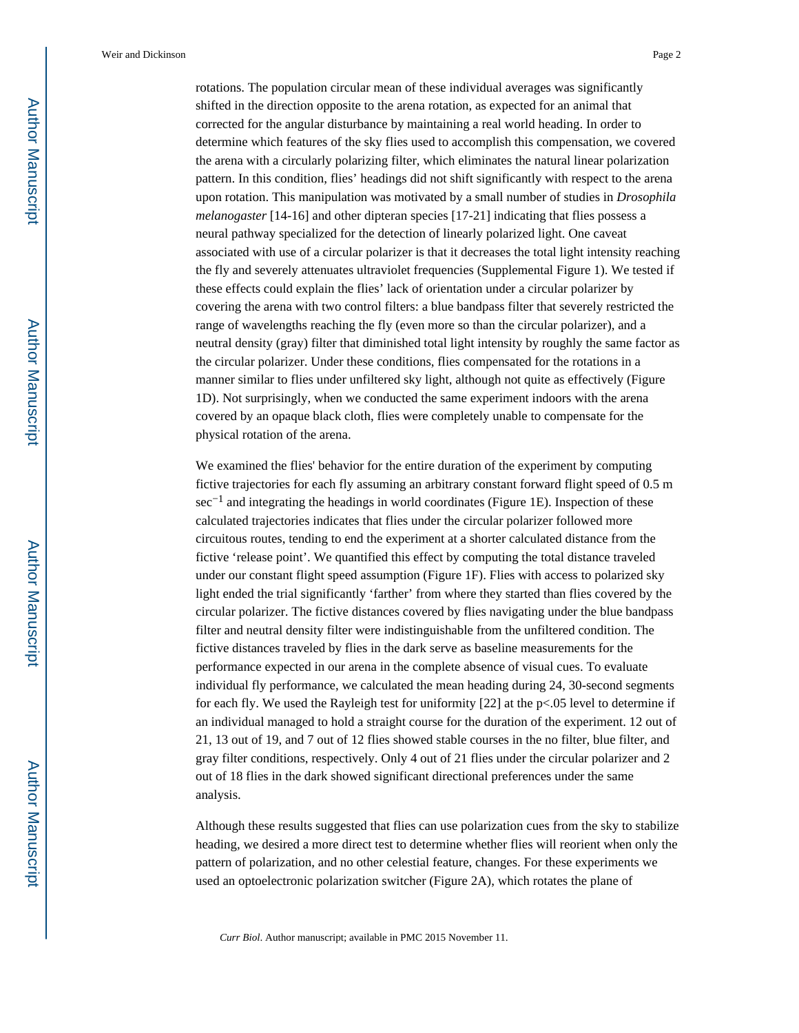rotations. The population circular mean of these individual averages was significantly shifted in the direction opposite to the arena rotation, as expected for an animal that corrected for the angular disturbance by maintaining a real world heading. In order to determine which features of the sky flies used to accomplish this compensation, we covered the arena with a circularly polarizing filter, which eliminates the natural linear polarization pattern. In this condition, flies' headings did not shift significantly with respect to the arena upon rotation. This manipulation was motivated by a small number of studies in *Drosophila melanogaster* [14-16] and other dipteran species [17-21] indicating that flies possess a neural pathway specialized for the detection of linearly polarized light. One caveat associated with use of a circular polarizer is that it decreases the total light intensity reaching the fly and severely attenuates ultraviolet frequencies (Supplemental Figure 1). We tested if these effects could explain the flies' lack of orientation under a circular polarizer by covering the arena with two control filters: a blue bandpass filter that severely restricted the range of wavelengths reaching the fly (even more so than the circular polarizer), and a neutral density (gray) filter that diminished total light intensity by roughly the same factor as the circular polarizer. Under these conditions, flies compensated for the rotations in a manner similar to flies under unfiltered sky light, although not quite as effectively (Figure 1D). Not surprisingly, when we conducted the same experiment indoors with the arena covered by an opaque black cloth, flies were completely unable to compensate for the physical rotation of the arena.

We examined the flies' behavior for the entire duration of the experiment by computing fictive trajectories for each fly assuming an arbitrary constant forward flight speed of 0.5 m $sec^{-1}$ and integrating the headings in world coordinates (Figure 1E). Inspection of these calculated trajectories indicates that flies under the circular polarizer followed more circuitous routes, tending to end the experiment at a shorter calculated distance from the fictive 'release point'. We quantified this effect by computing the total distance traveled under our constant flight speed assumption (Figure 1F). Flies with access to polarized sky light ended the trial significantly 'farther' from where they started than flies covered by the circular polarizer. The fictive distances covered by flies navigating under the blue bandpass filter and neutral density filter were indistinguishable from the unfiltered condition. The fictive distances traveled by flies in the dark serve as baseline measurements for the performance expected in our arena in the complete absence of visual cues. To evaluate individual fly performance, we calculated the mean heading during 24, 30-second segments for each fly. We used the Rayleigh test for uniformity [22] at the $p<.05$ level to determine if an individual managed to hold a straight course for the duration of the experiment. 12 out of 21, 13 out of 19, and 7 out of 12 flies showed stable courses in the no filter, blue filter, and gray filter conditions, respectively. Only 4 out of 21 flies under the circular polarizer and 2 out of 18 flies in the dark showed significant directional preferences under the same analysis.

Although these results suggested that flies can use polarization cues from the sky to stabilize heading, we desired a more direct test to determine whether flies will reorient when only the pattern of polarization, and no other celestial feature, changes. For these experiments we used an optoelectronic polarization switcher (Figure 2A), which rotates the plane of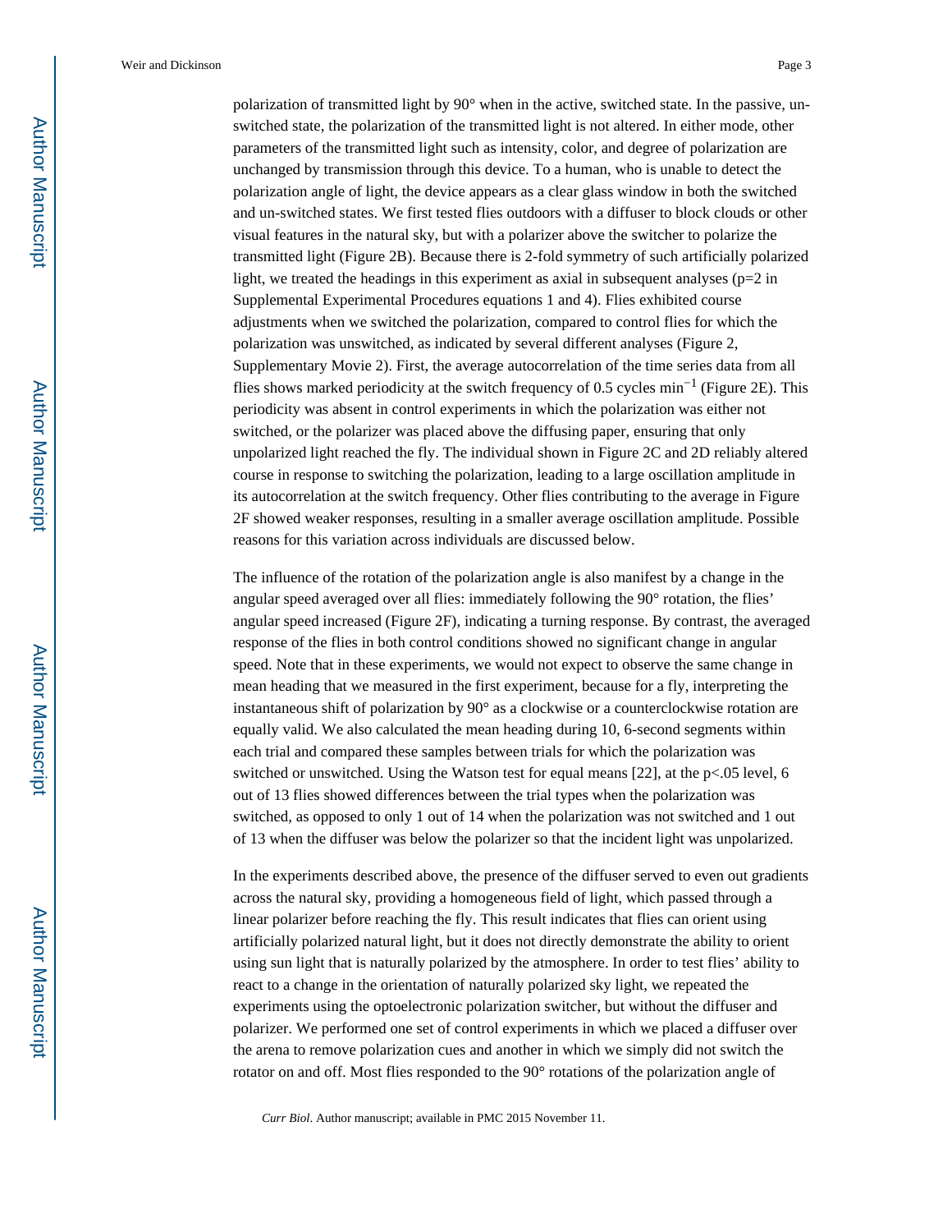polarization of transmitted light by 90° when in the active, switched state. In the passive, un-switched state, the polarization of the transmitted light is not altered. In either mode, other parameters of the transmitted light such as intensity, color, and degree of polarization are unchanged by transmission through this device. To a human, who is unable to detect the polarization angle of light, the device appears as a clear glass window in both the switched and un-switched states. We first tested flies outdoors with a diffuser to block clouds or other visual features in the natural sky, but with a polarizer above the switcher to polarize the transmitted light (Figure 2B). Because there is 2-fold symmetry of such artificially polarized light, we treated the headings in this experiment as axial in subsequent analyses ($p=2$ in Supplemental Experimental Procedures equations 1 and 4). Flies exhibited course adjustments when we switched the polarization, compared to control flies for which the polarization was unswitched, as indicated by several different analyses (Figure 2, Supplementary Movie 2). First, the average autocorrelation of the time series data from all flies shows marked periodicity at the switch frequency of 0.5 cycles $\text{min}^{-1}$ (Figure 2E). This periodicity was absent in control experiments in which the polarization was either not switched, or the polarizer was placed above the diffusing paper, ensuring that only unpolarized light reached the fly. The individual shown in Figure 2C and 2D reliably altered course in response to switching the polarization, leading to a large oscillation amplitude in its autocorrelation at the switch frequency. Other flies contributing to the average in Figure 2F showed weaker responses, resulting in a smaller average oscillation amplitude. Possible reasons for this variation across individuals are discussed below.

The influence of the rotation of the polarization angle is also manifest by a change in the angular speed averaged over all flies: immediately following the 90° rotation, the flies' angular speed increased (Figure 2F), indicating a turning response. By contrast, the averaged response of the flies in both control conditions showed no significant change in angular speed. Note that in these experiments, we would not expect to observe the same change in mean heading that we measured in the first experiment, because for a fly, interpreting the instantaneous shift of polarization by 90° as a clockwise or a counterclockwise rotation are equally valid. We also calculated the mean heading during 10, 6-second segments within each trial and compared these samples between trials for which the polarization was switched or unswitched. Using the Watson test for equal means [22], at the $p<.05$ level, 6 out of 13 flies showed differences between the trial types when the polarization was switched, as opposed to only 1 out of 14 when the polarization was not switched and 1 out of 13 when the diffuser was below the polarizer so that the incident light was unpolarized.

In the experiments described above, the presence of the diffuser served to even out gradients across the natural sky, providing a homogeneous field of light, which passed through a linear polarizer before reaching the fly. This result indicates that flies can orient using artificially polarized natural light, but it does not directly demonstrate the ability to orient using sun light that is naturally polarized by the atmosphere. In order to test flies' ability to react to a change in the orientation of naturally polarized sky light, we repeated the experiments using the optoelectronic polarization switcher, but without the diffuser and polarizer. We performed one set of control experiments in which we placed a diffuser over the arena to remove polarization cues and another in which we simply did not switch the rotator on and off. Most flies responded to the 90° rotations of the polarization angle of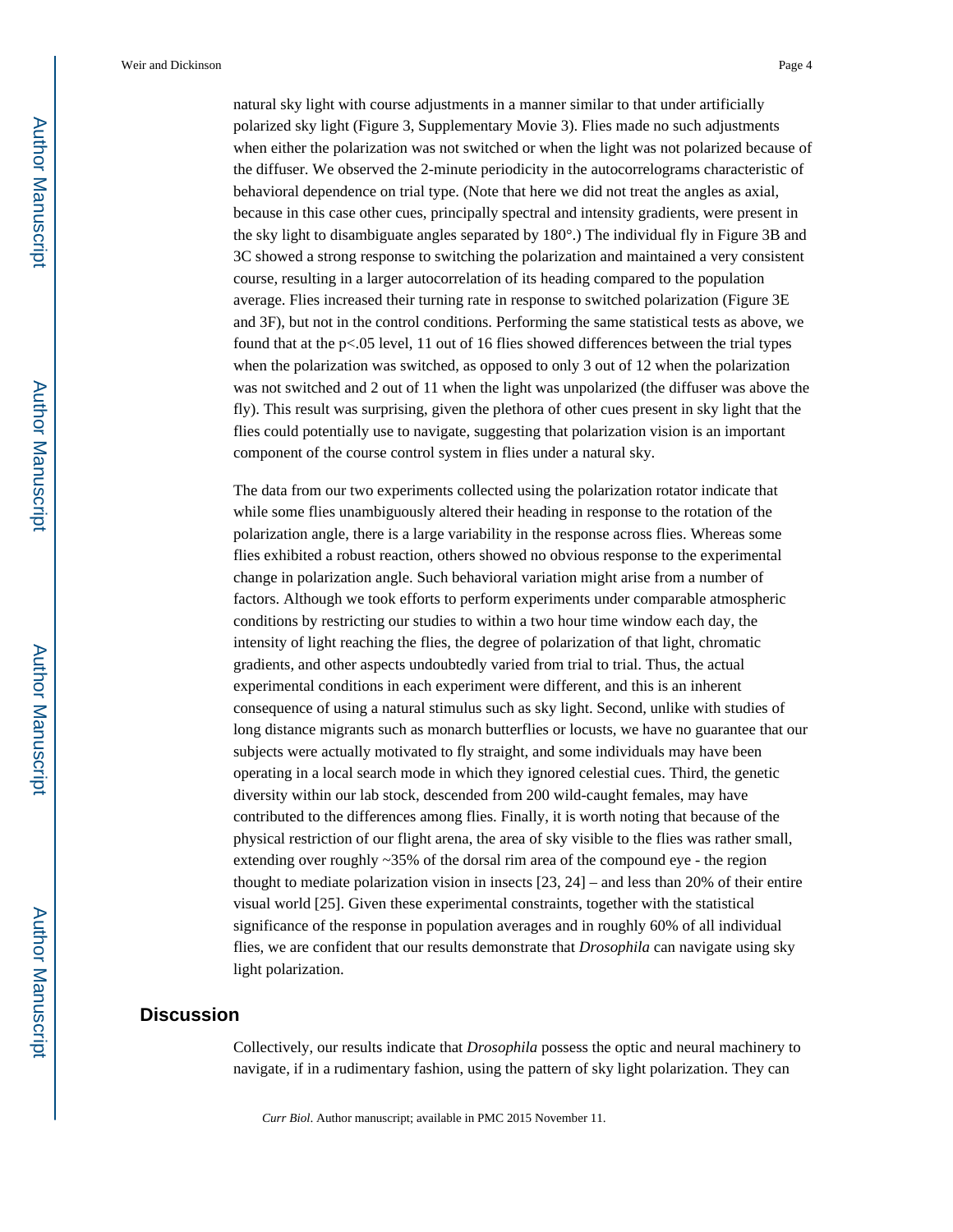natural sky light with course adjustments in a manner similar to that under artificially polarized sky light (Figure 3, Supplementary Movie 3). Flies made no such adjustments when either the polarization was not switched or when the light was not polarized because of the diffuser. We observed the 2-minute periodicity in the autocorrelograms characteristic of behavioral dependence on trial type. (Note that here we did not treat the angles as axial, because in this case other cues, principally spectral and intensity gradients, were present in the sky light to disambiguate angles separated by 180°.) The individual fly in Figure 3B and 3C showed a strong response to switching the polarization and maintained a very consistent course, resulting in a larger autocorrelation of its heading compared to the population average. Flies increased their turning rate in response to switched polarization (Figure 3E and 3F), but not in the control conditions. Performing the same statistical tests as above, we found that at the $p<.05$ level, 11 out of 16 flies showed differences between the trial types when the polarization was switched, as opposed to only 3 out of 12 when the polarization was not switched and 2 out of 11 when the light was unpolarized (the diffuser was above the fly). This result was surprising, given the plethora of other cues present in sky light that the flies could potentially use to navigate, suggesting that polarization vision is an important component of the course control system in flies under a natural sky.

The data from our two experiments collected using the polarization rotator indicate that while some flies unambiguously altered their heading in response to the rotation of the polarization angle, there is a large variability in the response across flies. Whereas some flies exhibited a robust reaction, others showed no obvious response to the experimental change in polarization angle. Such behavioral variation might arise from a number of factors. Although we took efforts to perform experiments under comparable atmospheric conditions by restricting our studies to within a two hour time window each day, the intensity of light reaching the flies, the degree of polarization of that light, chromatic gradients, and other aspects undoubtedly varied from trial to trial. Thus, the actual experimental conditions in each experiment were different, and this is an inherent consequence of using a natural stimulus such as sky light. Second, unlike with studies of long distance migrants such as monarch butterflies or locusts, we have no guarantee that our subjects were actually motivated to fly straight, and some individuals may have been operating in a local search mode in which they ignored celestial cues. Third, the genetic diversity within our lab stock, descended from 200 wild-caught females, may have contributed to the differences among flies. Finally, it is worth noting that because of the physical restriction of our flight arena, the area of sky visible to the flies was rather small, extending over roughly ~35% of the dorsal rim area of the compound eye - the region thought to mediate polarization vision in insects [23, 24] – and less than 20% of their entire visual world [25]. Given these experimental constraints, together with the statistical significance of the response in population averages and in roughly 60% of all individual flies, we are confident that our results demonstrate that *Drosophila* can navigate using sky light polarization.

## Discussion

Collectively, our results indicate that *Drosophila* possess the optic and neural machinery to navigate, if in a rudimentary fashion, using the pattern of sky light polarization. They can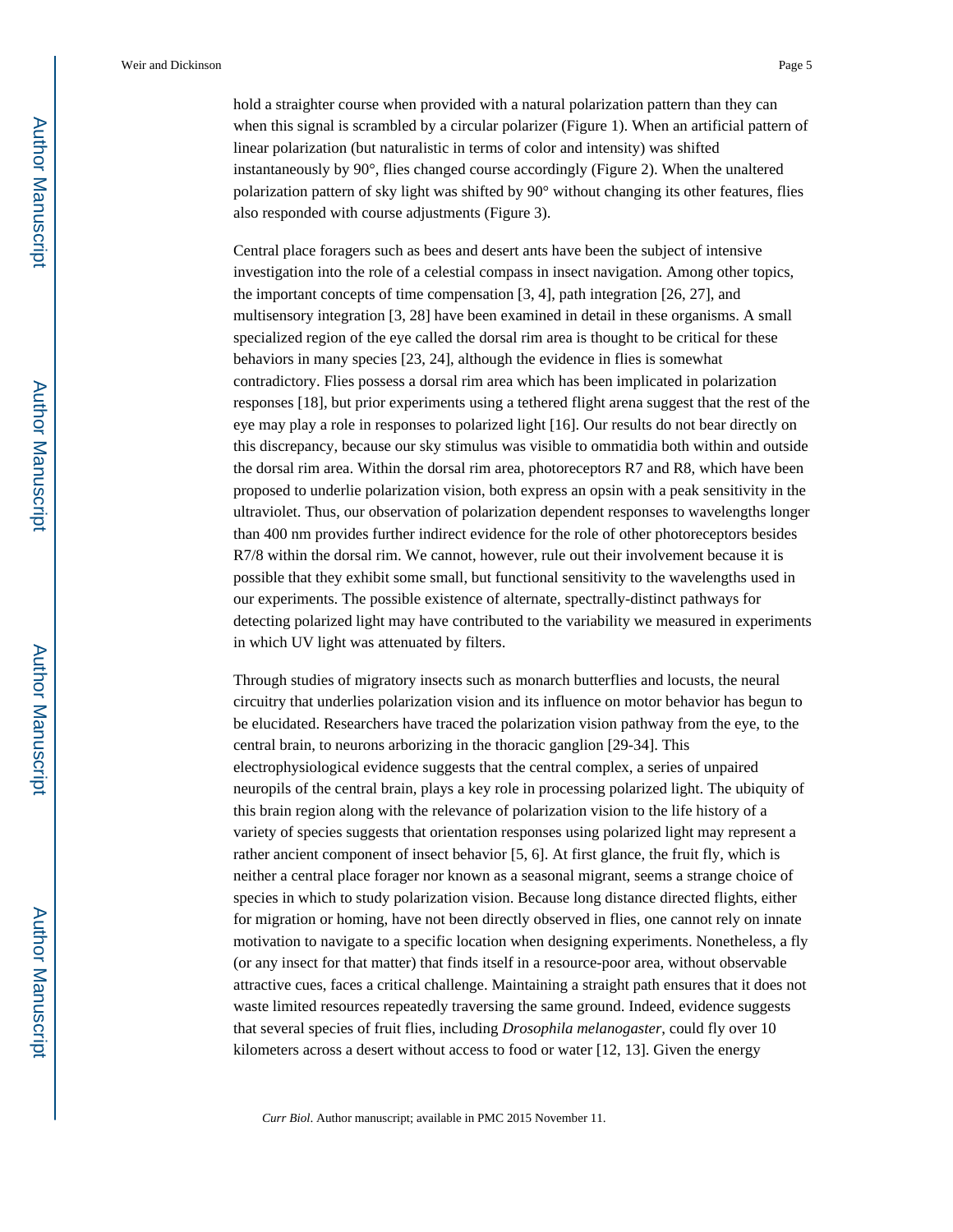hold a straighter course when provided with a natural polarization pattern than they can when this signal is scrambled by a circular polarizer (Figure 1). When an artificial pattern of linear polarization (but naturalistic in terms of color and intensity) was shifted instantaneously by 90°, flies changed course accordingly (Figure 2). When the unaltered polarization pattern of sky light was shifted by 90° without changing its other features, flies also responded with course adjustments (Figure 3).

Central place foragers such as bees and desert ants have been the subject of intensive investigation into the role of a celestial compass in insect navigation. Among other topics, the important concepts of time compensation [3, 4], path integration [26, 27], and multisensory integration [3, 28] have been examined in detail in these organisms. A small specialized region of the eye called the dorsal rim area is thought to be critical for these behaviors in many species [23, 24], although the evidence in flies is somewhat contradictory. Flies possess a dorsal rim area which has been implicated in polarization responses [18], but prior experiments using a tethered flight arena suggest that the rest of the eye may play a role in responses to polarized light [16]. Our results do not bear directly on this discrepancy, because our sky stimulus was visible to ommatidia both within and outside the dorsal rim area. Within the dorsal rim area, photoreceptors R7 and R8, which have been proposed to underlie polarization vision, both express an opsin with a peak sensitivity in the ultraviolet. Thus, our observation of polarization dependent responses to wavelengths longer than 400 nm provides further indirect evidence for the role of other photoreceptors besides R7/8 within the dorsal rim. We cannot, however, rule out their involvement because it is possible that they exhibit some small, but functional sensitivity to the wavelengths used in our experiments. The possible existence of alternate, spectrally-distinct pathways for detecting polarized light may have contributed to the variability we measured in experiments in which UV light was attenuated by filters.

Through studies of migratory insects such as monarch butterflies and locusts, the neural circuitry that underlies polarization vision and its influence on motor behavior has begun to be elucidated. Researchers have traced the polarization vision pathway from the eye, to the central brain, to neurons arborizing in the thoracic ganglion [29-34]. This electrophysiological evidence suggests that the central complex, a series of unpaired neuropils of the central brain, plays a key role in processing polarized light. The ubiquity of this brain region along with the relevance of polarization vision to the life history of a variety of species suggests that orientation responses using polarized light may represent a rather ancient component of insect behavior [5, 6]. At first glance, the fruit fly, which is neither a central place forager nor known as a seasonal migrant, seems a strange choice of species in which to study polarization vision. Because long distance directed flights, either for migration or homing, have not been directly observed in flies, one cannot rely on innate motivation to navigate to a specific location when designing experiments. Nonetheless, a fly (or any insect for that matter) that finds itself in a resource-poor area, without observable attractive cues, faces a critical challenge. Maintaining a straight path ensures that it does not waste limited resources repeatedly traversing the same ground. Indeed, evidence suggests that several species of fruit flies, including *Drosophila melanogaster*, could fly over 10 kilometers across a desert without access to food or water [12, 13]. Given the energy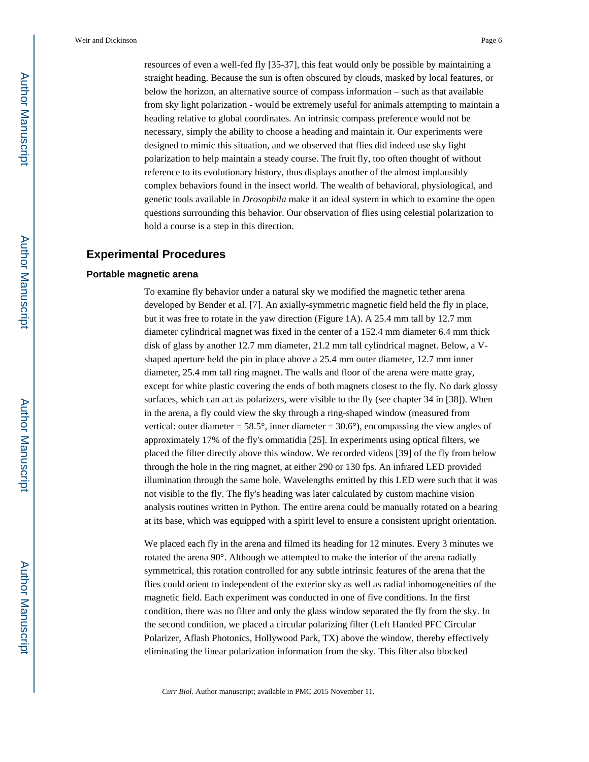resources of even a well-fed fly [35-37], this feat would only be possible by maintaining a straight heading. Because the sun is often obscured by clouds, masked by local features, or below the horizon, an alternative source of compass information – such as that available from sky light polarization - would be extremely useful for animals attempting to maintain a heading relative to global coordinates. An intrinsic compass preference would not be necessary, simply the ability to choose a heading and maintain it. Our experiments were designed to mimic this situation, and we observed that flies did indeed use sky light polarization to help maintain a steady course. The fruit fly, too often thought of without reference to its evolutionary history, thus displays another of the almost implausibly complex behaviors found in the insect world. The wealth of behavioral, physiological, and genetic tools available in *Drosophila* make it an ideal system in which to examine the open questions surrounding this behavior. Our observation of flies using celestial polarization to hold a course is a step in this direction.

## Experimental Procedures

### Portable magnetic arena

To examine fly behavior under a natural sky we modified the magnetic tether arena developed by Bender et al. [7]. An axially-symmetric magnetic field held the fly in place, but it was free to rotate in the yaw direction (Figure 1A). A 25.4 mm tall by 12.7 mm diameter cylindrical magnet was fixed in the center of a 152.4 mm diameter 6.4 mm thick disk of glass by another 12.7 mm diameter, 21.2 mm tall cylindrical magnet. Below, a V-shaped aperture held the pin in place above a 25.4 mm outer diameter, 12.7 mm inner diameter, 25.4 mm tall ring magnet. The walls and floor of the arena were matte gray, except for white plastic covering the ends of both magnets closest to the fly. No dark glossy surfaces, which can act as polarizers, were visible to the fly (see chapter 34 in [38]). When in the arena, a fly could view the sky through a ring-shaped window (measured from vertical: outer diameter = 58.5°, inner diameter = 30.6°), encompassing the view angles of approximately 17% of the fly's ommatidia [25]. In experiments using optical filters, we placed the filter directly above this window. We recorded videos [39] of the fly from below through the hole in the ring magnet, at either 290 or 130 fps. An infrared LED provided illumination through the same hole. Wavelengths emitted by this LED were such that it was not visible to the fly. The fly's heading was later calculated by custom machine vision analysis routines written in Python. The entire arena could be manually rotated on a bearing at its base, which was equipped with a spirit level to ensure a consistent upright orientation.

We placed each fly in the arena and filmed its heading for 12 minutes. Every 3 minutes we rotated the arena 90°. Although we attempted to make the interior of the arena radially symmetrical, this rotation controlled for any subtle intrinsic features of the arena that the flies could orient to independent of the exterior sky as well as radial inhomogeneities of the magnetic field. Each experiment was conducted in one of five conditions. In the first condition, there was no filter and only the glass window separated the fly from the sky. In the second condition, we placed a circular polarizing filter (Left Handed PFC Circular Polarizer, Aflash Photonics, Hollywood Park, TX) above the window, thereby effectively eliminating the linear polarization information from the sky. This filter also blocked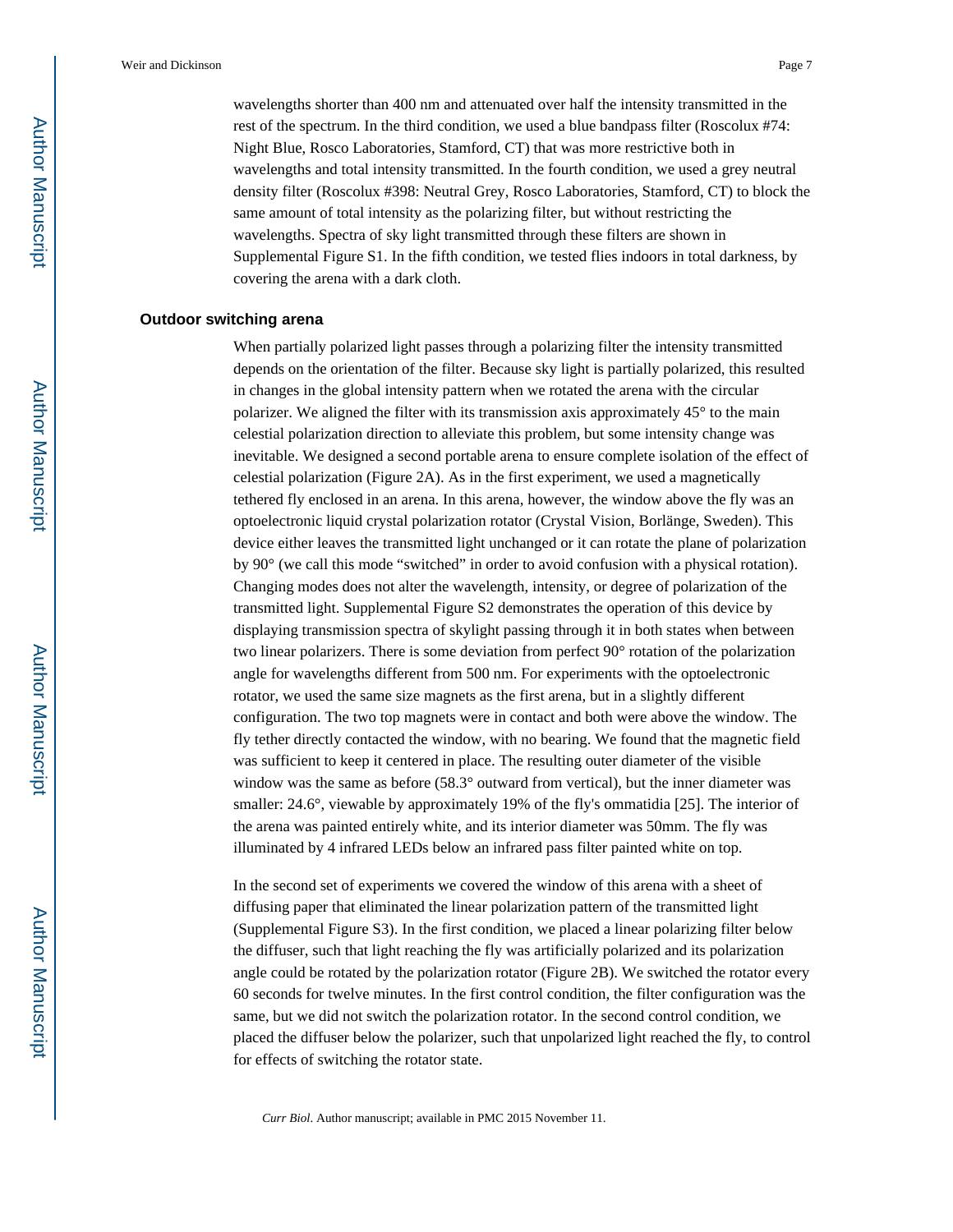wavelengths shorter than 400 nm and attenuated over half the intensity transmitted in the rest of the spectrum. In the third condition, we used a blue bandpass filter (Roscolux #74: Night Blue, Rosco Laboratories, Stamford, CT) that was more restrictive both in wavelengths and total intensity transmitted. In the fourth condition, we used a grey neutral density filter (Roscolux #398: Neutral Grey, Rosco Laboratories, Stamford, CT) to block the same amount of total intensity as the polarizing filter, but without restricting the wavelengths. Spectra of sky light transmitted through these filters are shown in Supplemental Figure S1. In the fifth condition, we tested flies indoors in total darkness, by covering the arena with a dark cloth.

### Outdoor switching arena

When partially polarized light passes through a polarizing filter the intensity transmitted depends on the orientation of the filter. Because sky light is partially polarized, this resulted in changes in the global intensity pattern when we rotated the arena with the circular polarizer. We aligned the filter with its transmission axis approximately 45° to the main celestial polarization direction to alleviate this problem, but some intensity change was inevitable. We designed a second portable arena to ensure complete isolation of the effect of celestial polarization (Figure 2A). As in the first experiment, we used a magnetically tethered fly enclosed in an arena. In this arena, however, the window above the fly was an optoelectronic liquid crystal polarization rotator (Crystal Vision, Borlänge, Sweden). This device either leaves the transmitted light unchanged or it can rotate the plane of polarization by 90° (we call this mode "switched" in order to avoid confusion with a physical rotation). Changing modes does not alter the wavelength, intensity, or degree of polarization of the transmitted light. Supplemental Figure S2 demonstrates the operation of this device by displaying transmission spectra of skylight passing through it in both states when between two linear polarizers. There is some deviation from perfect 90° rotation of the polarization angle for wavelengths different from 500 nm. For experiments with the optoelectronic rotator, we used the same size magnets as the first arena, but in a slightly different configuration. The two top magnets were in contact and both were above the window. The fly tether directly contacted the window, with no bearing. We found that the magnetic field was sufficient to keep it centered in place. The resulting outer diameter of the visible window was the same as before (58.3° outward from vertical), but the inner diameter was smaller: 24.6°, viewable by approximately 19% of the fly's ommatidia [25]. The interior of the arena was painted entirely white, and its interior diameter was 50mm. The fly was illuminated by 4 infrared LEDs below an infrared pass filter painted white on top.

In the second set of experiments we covered the window of this arena with a sheet of diffusing paper that eliminated the linear polarization pattern of the transmitted light (Supplemental Figure S3). In the first condition, we placed a linear polarizing filter below the diffuser, such that light reaching the fly was artificially polarized and its polarization angle could be rotated by the polarization rotator (Figure 2B). We switched the rotator every 60 seconds for twelve minutes. In the first control condition, the filter configuration was the same, but we did not switch the polarization rotator. In the second control condition, we placed the diffuser below the polarizer, such that unpolarized light reached the fly, to control for effects of switching the rotator state.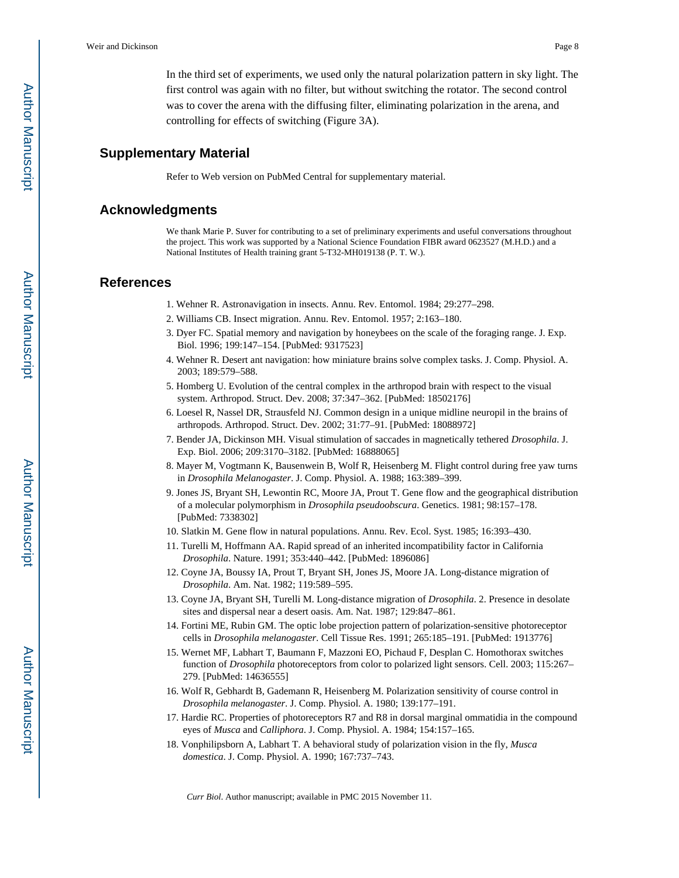In the third set of experiments, we used only the natural polarization pattern in sky light. The first control was again with no filter, but without switching the rotator. The second control was to cover the arena with the diffusing filter, eliminating polarization in the arena, and controlling for effects of switching (Figure 3A).

## Supplementary Material

Refer to Web version on PubMed Central for supplementary material.

## Acknowledgments

We thank Marie P. Suver for contributing to a set of preliminary experiments and useful conversations throughout the project. This work was supported by a National Science Foundation FIBR award 0623527 (M.H.D.) and a National Institutes of Health training grant 5-T32-MH019138 (P. T. W.).

## References

1. Wehner R. Astronavigation in insects. Annu. Rev. Entomol. 1984; 29:277–298.
2. Williams CB. Insect migration. Annu. Rev. Entomol. 1957; 2:163–180.
3. Dyer FC. Spatial memory and navigation by honeybees on the scale of the foraging range. J. Exp. Biol. 1996; 199:147–154. [PubMed: 9317523]
4. Wehner R. Desert ant navigation: how miniature brains solve complex tasks. J. Comp. Physiol. A. 2003; 189:579–588.
5. Homberg U. Evolution of the central complex in the arthropod brain with respect to the visual system. Arthropod. Struct. Dev. 2008; 37:347–362. [PubMed: 18502176]
6. Loesel R, Nassel DR, Strausfeld NJ. Common design in a unique midline neuropil in the brains of arthropods. Arthropod. Struct. Dev. 2002; 31:77–91. [PubMed: 18088972]
7. Bender JA, Dickinson MH. Visual stimulation of saccades in magnetically tethered *Drosophila*. J. Exp. Biol. 2006; 209:3170–3182. [PubMed: 16888065]
8. Mayer M, Vogtmann K, Bausenwein B, Wolf R, Heisenberg M. Flight control during free yaw turns in *Drosophila Melanogaster*. J. Comp. Physiol. A. 1988; 163:389–399.
9. Jones JS, Bryant SH, Lewontin RC, Moore JA, Prout T. Gene flow and the geographical distribution of a molecular polymorphism in *Drosophila pseudoobscura*. Genetics. 1981; 98:157–178. [PubMed: 7338302]
10. Slatkin M. Gene flow in natural populations. Annu. Rev. Ecol. Syst. 1985; 16:393–430.
11. Turelli M, Hoffmann AA. Rapid spread of an inherited incompatibility factor in California *Drosophila*. Nature. 1991; 353:440–442. [PubMed: 1896086]
12. Coyne JA, Boussy IA, Prout T, Bryant SH, Jones JS, Moore JA. Long-distance migration of *Drosophila*. Am. Nat. 1982; 119:589–595.
13. Coyne JA, Bryant SH, Turelli M. Long-distance migration of *Drosophila*. 2. Presence in desolate sites and dispersal near a desert oasis. Am. Nat. 1987; 129:847–861.
14. Fortini ME, Rubin GM. The optic lobe projection pattern of polarization-sensitive photoreceptor cells in *Drosophila melanogaster*. Cell Tissue Res. 1991; 265:185–191. [PubMed: 1913776]
15. Wernet MF, Labhart T, Baumann F, Mazzoni EO, Pichaud F, Desplan C. Homothorax switches function of *Drosophila* photoreceptors from color to polarized light sensors. Cell. 2003; 115:267–279. [PubMed: 14636555]
16. Wolf R, Gebhardt B, Gademann R, Heisenberg M. Polarization sensitivity of course control in *Drosophila melanogaster*. J. Comp. Physiol. A. 1980; 139:177–191.
17. Hardie RC. Properties of photoreceptors R7 and R8 in dorsal marginal ommatidia in the compound eyes of *Musca* and *Calliphora*. J. Comp. Physiol. A. 1984; 154:157–165.
18. Vonphilipsborn A, Labhart T. A behavioral study of polarization vision in the fly, *Musca domestica*. J. Comp. Physiol. A. 1990; 167:737–743.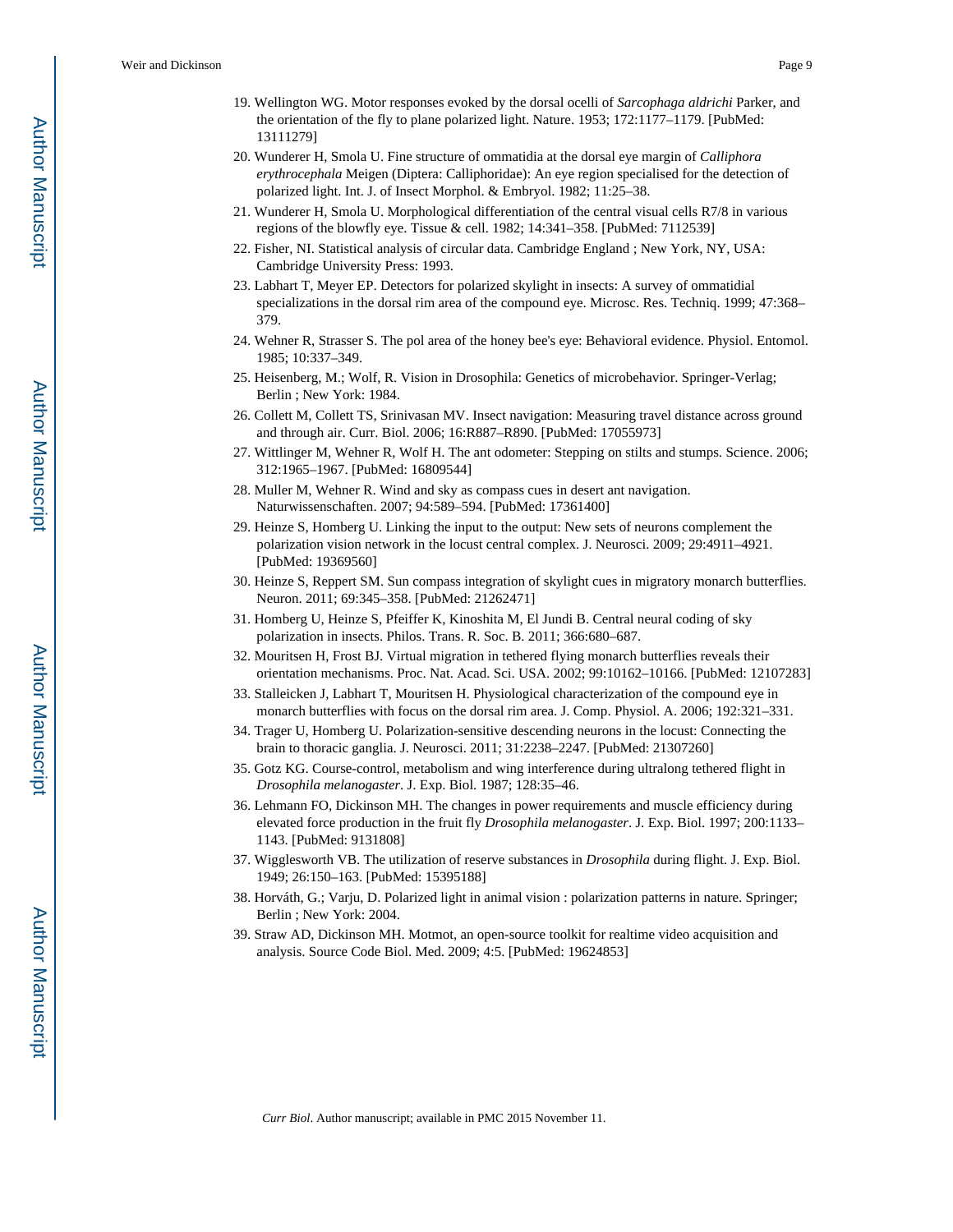19. Wellington WG. Motor responses evoked by the dorsal ocelli of *Sarcophaga aldrichi* Parker, and the orientation of the fly to plane polarized light. Nature. 1953; 172:1177–1179. [PubMed: 13111279]
20. Wunderer H, Smola U. Fine structure of ommatidia at the dorsal eye margin of *Calliphora erythrocephala* Meigen (Diptera: Calliphoridae): An eye region specialised for the detection of polarized light. Int. J. of Insect Morphol. & Embryol. 1982; 11:25–38.
21. Wunderer H, Smola U. Morphological differentiation of the central visual cells R7/8 in various regions of the blowfly eye. Tissue & cell. 1982; 14:341–358. [PubMed: 7112539]
22. Fisher, NI. Statistical analysis of circular data. Cambridge England ; New York, NY, USA: Cambridge University Press: 1993.
23. Labhart T, Meyer EP. Detectors for polarized skylight in insects: A survey of ommatidial specializations in the dorsal rim area of the compound eye. Microsc. Res. Techniq. 1999; 47:368–379.
24. Wehner R, Strasser S. The pol area of the honey bee's eye: Behavioral evidence. Physiol. Entomol. 1985; 10:337–349.
25. Heisenberg, M.; Wolf, R. Vision in Drosophila: Genetics of microbehavior. Springer-Verlag; Berlin ; New York: 1984.
26. Collett M, Collett TS, Srinivasan MV. Insect navigation: Measuring travel distance across ground and through air. Curr. Biol. 2006; 16:R887–R890. [PubMed: 17055973]
27. Wittlinger M, Wehner R, Wolf H. The ant odometer: Stepping on stilts and stumps. Science. 2006; 312:1965–1967. [PubMed: 16809544]
28. Muller M, Wehner R. Wind and sky as compass cues in desert ant navigation. Naturwissenschaften. 2007; 94:589–594. [PubMed: 17361400]
29. Heinze S, Homberg U. Linking the input to the output: New sets of neurons complement the polarization vision network in the locust central complex. J. Neurosci. 2009; 29:4911–4921. [PubMed: 19369560]
30. Heinze S, Reppert SM. Sun compass integration of skylight cues in migratory monarch butterflies. Neuron. 2011; 69:345–358. [PubMed: 21262471]
31. Homberg U, Heinze S, Pfeiffer K, Kinoshita M, El Jundi B. Central neural coding of sky polarization in insects. Philos. Trans. R. Soc. B. 2011; 366:680–687.
32. Mouritsen H, Frost BJ. Virtual migration in tethered flying monarch butterflies reveals their orientation mechanisms. Proc. Nat. Acad. Sci. USA. 2002; 99:10162–10166. [PubMed: 12107283]
33. Stalleicken J, Labhart T, Mouritsen H. Physiological characterization of the compound eye in monarch butterflies with focus on the dorsal rim area. J. Comp. Physiol. A. 2006; 192:321–331.
34. Trager U, Homberg U. Polarization-sensitive descending neurons in the locust: Connecting the brain to thoracic ganglia. J. Neurosci. 2011; 31:2238–2247. [PubMed: 21307260]
35. Gotz KG. Course-control, metabolism and wing interference during ultralong tethered flight in *Drosophila melanogaster*. J. Exp. Biol. 1987; 128:35–46.
36. Lehmann FO, Dickinson MH. The changes in power requirements and muscle efficiency during elevated force production in the fruit fly *Drosophila melanogaster*. J. Exp. Biol. 1997; 200:1133–1143. [PubMed: 9131808]
37. Wigglesworth VB. The utilization of reserve substances in *Drosophila* during flight. J. Exp. Biol. 1949; 26:150–163. [PubMed: 15395188]
38. Horváth, G.; Varju, D. Polarized light in animal vision : polarization patterns in nature. Springer; Berlin ; New York: 2004.
39. Straw AD, Dickinson MH. Motmot, an open-source toolkit for realtime video acquisition and analysis. Source Code Biol. Med. 2009; 4:5. [PubMed: 19624853]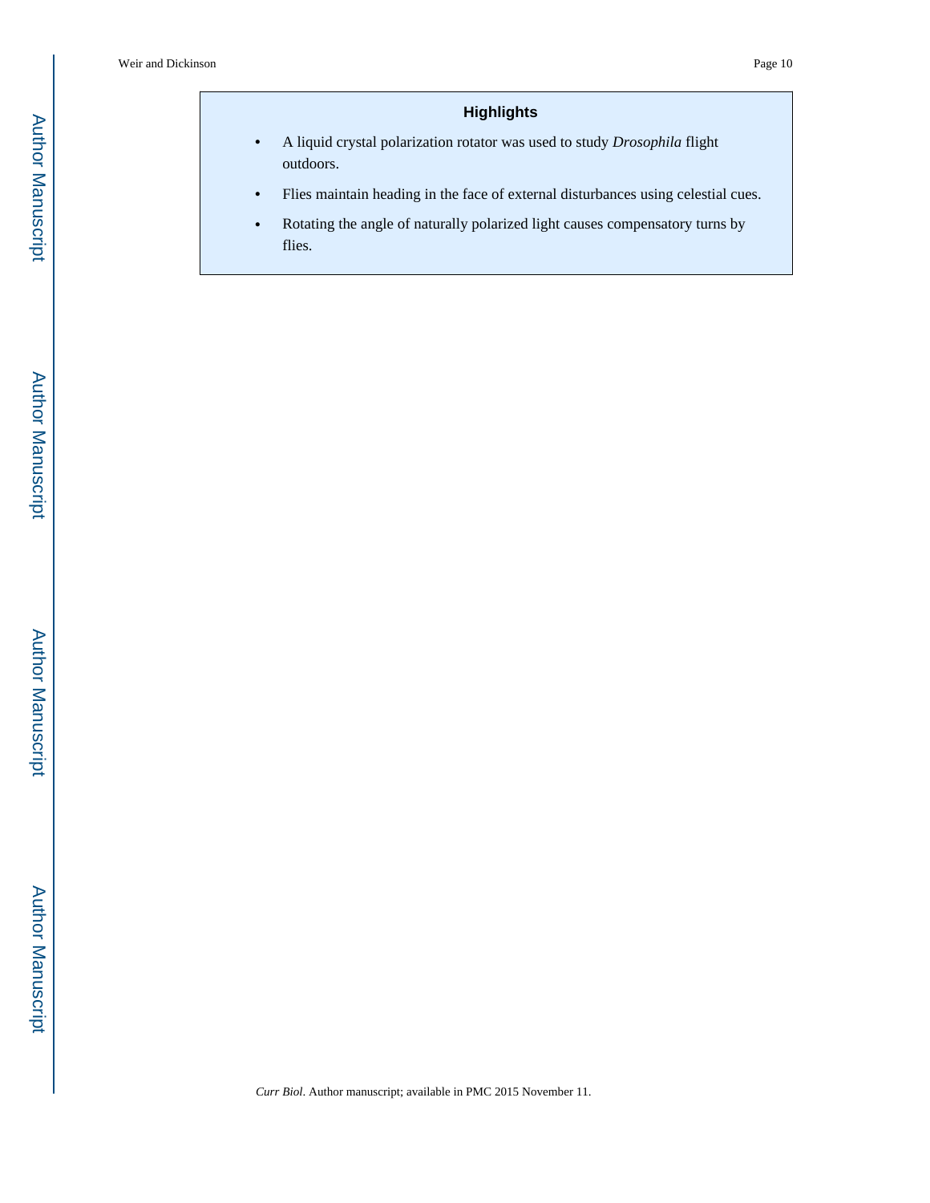## Highlights

- A liquid crystal polarization rotator was used to study *Drosophila* flight outdoors.
- Flies maintain heading in the face of external disturbances using celestial cues.
- Rotating the angle of naturally polarized light causes compensatory turns by flies.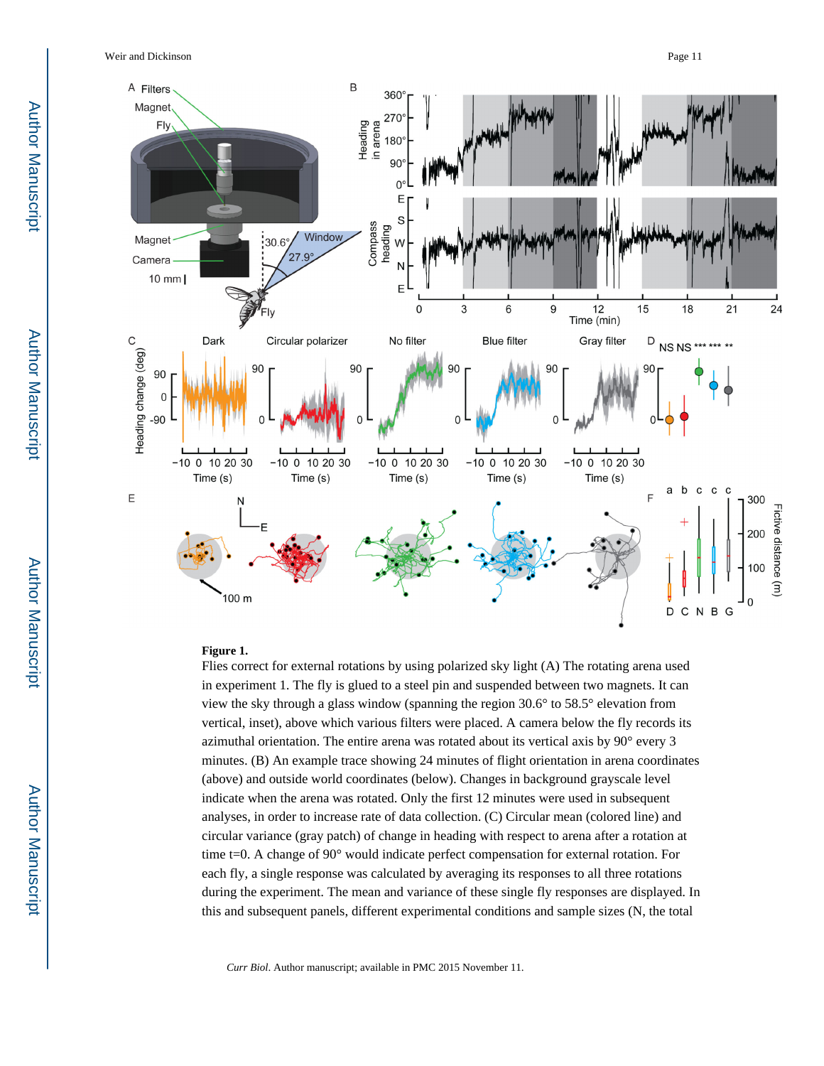**Figure 1.**

Flies correct for external rotations by using polarized sky light (A) The rotating arena used in experiment 1. The fly is glued to a steel pin and suspended between two magnets. It can view the sky through a glass window (spanning the region 30.6° to 58.5° elevation from vertical, inset), above which various filters were placed. A camera below the fly records its azimuthal orientation. The entire arena was rotated about its vertical axis by 90° every 3 minutes. (B) An example trace showing 24 minutes of flight orientation in arena coordinates (above) and outside world coordinates (below). Changes in background grayscale level indicate when the arena was rotated. Only the first 12 minutes were used in subsequent analyses, in order to increase rate of data collection. (C) Circular mean (colored line) and circular variance (gray patch) of change in heading with respect to arena after a rotation at time t=0. A change of 90° would indicate perfect compensation for external rotation. For each fly, a single response was calculated by averaging its responses to all three rotations during the experiment. The mean and variance of these single fly responses are displayed. In this and subsequent panels, different experimental conditions and sample sizes (N, the total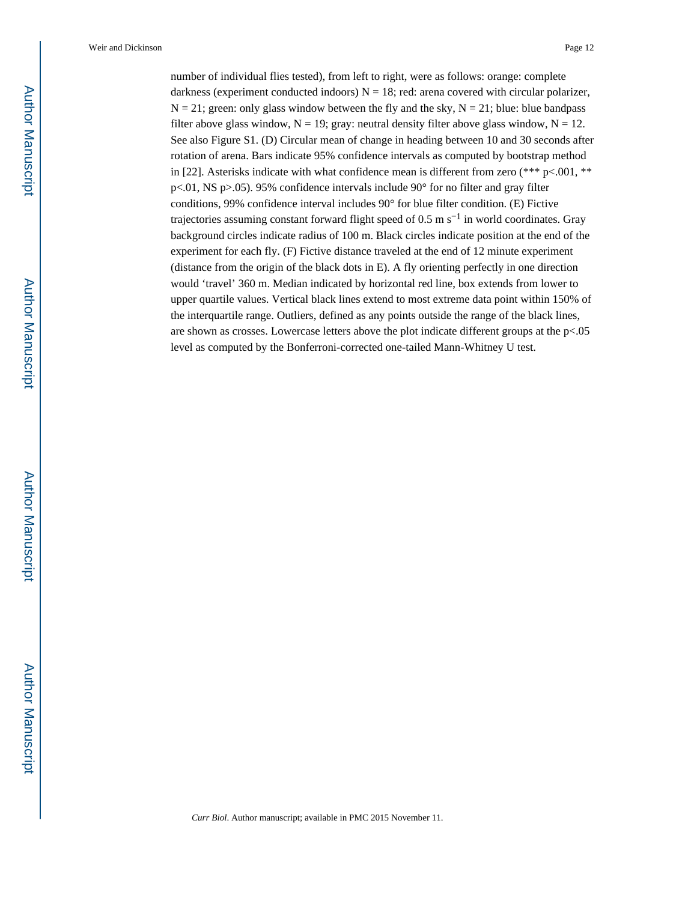number of individual flies tested), from left to right, were as follows: orange: complete darkness (experiment conducted indoors) N = 18; red: arena covered with circular polarizer, N = 21; green: only glass window between the fly and the sky, N = 21; blue: blue bandpass filter above glass window, N = 19; gray: neutral density filter above glass window, N = 12. See also Figure S1. (D) Circular mean of change in heading between 10 and 30 seconds after rotation of arena. Bars indicate 95% confidence intervals as computed by bootstrap method in [22]. Asterisks indicate with what confidence mean is different from zero (*** $p<.001$, ** $p<.01$, NS $p>.05$). 95% confidence intervals include 90° for no filter and gray filter conditions, 99% confidence interval includes 90° for blue filter condition. (E) Fictive trajectories assuming constant forward flight speed of 0.5 m $s^{-1}$ in world coordinates. Gray background circles indicate radius of 100 m. Black circles indicate position at the end of the experiment for each fly. (F) Fictive distance traveled at the end of 12 minute experiment (distance from the origin of the black dots in E). A fly orienting perfectly in one direction would 'travel' 360 m. Median indicated by horizontal red line, box extends from lower to upper quartile values. Vertical black lines extend to most extreme data point within 150% of the interquartile range. Outliers, defined as any points outside the range of the black lines, are shown as crosses. Lowercase letters above the plot indicate different groups at the $p<.05$ level as computed by the Bonferroni-corrected one-tailed Mann-Whitney U test.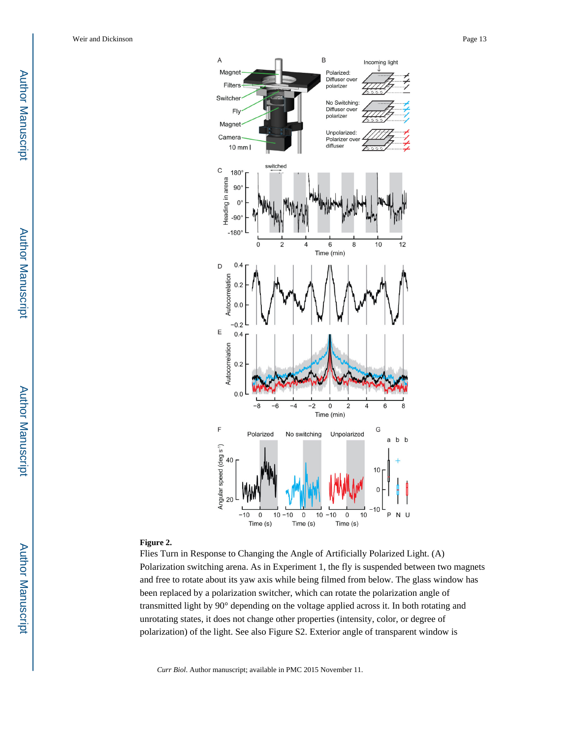**Figure 2.**

Flies Turn in Response to Changing the Angle of Artificially Polarized Light. (A) Polarization switching arena. As in Experiment 1, the fly is suspended between two magnets and free to rotate about its yaw axis while being filmed from below. The glass window has been replaced by a polarization switcher, which can rotate the polarization angle of transmitted light by 90° depending on the voltage applied across it. In both rotating and unrotating states, it does not change other properties (intensity, color, or degree of polarization) of the light. See also Figure S2. Exterior angle of transparent window is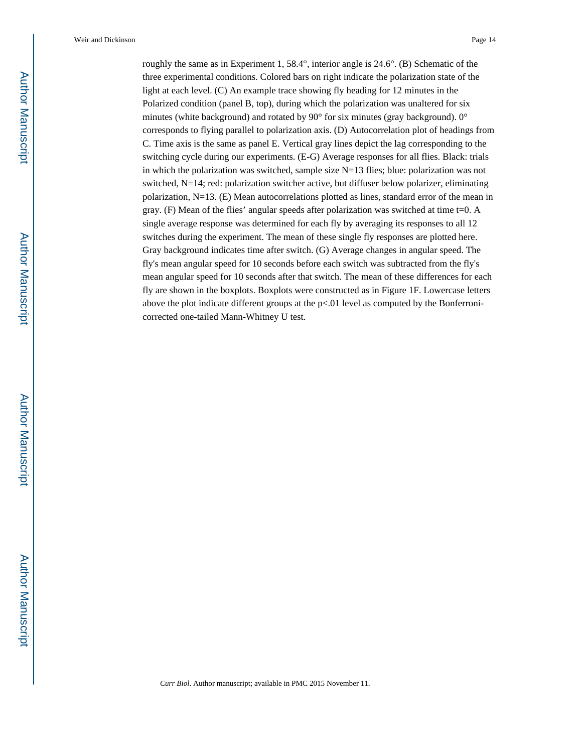roughly the same as in Experiment 1, 58.4°, interior angle is 24.6°. (B) Schematic of the three experimental conditions. Colored bars on right indicate the polarization state of the light at each level. (C) An example trace showing fly heading for 12 minutes in the Polarized condition (panel B, top), during which the polarization was unaltered for six minutes (white background) and rotated by 90° for six minutes (gray background). 0° corresponds to flying parallel to polarization axis. (D) Autocorrelation plot of headings from C. Time axis is the same as panel E. Vertical gray lines depict the lag corresponding to the switching cycle during our experiments. (E-G) Average responses for all flies. Black: trials in which the polarization was switched, sample size N=13 flies; blue: polarization was not switched, N=14; red: polarization switcher active, but diffuser below polarizer, eliminating polarization, N=13. (E) Mean autocorrelations plotted as lines, standard error of the mean in gray. (F) Mean of the flies' angular speeds after polarization was switched at time t=0. A single average response was determined for each fly by averaging its responses to all 12 switches during the experiment. The mean of these single fly responses are plotted here. Gray background indicates time after switch. (G) Average changes in angular speed. The fly's mean angular speed for 10 seconds before each switch was subtracted from the fly's mean angular speed for 10 seconds after that switch. The mean of these differences for each fly are shown in the boxplots. Boxplots were constructed as in Figure 1F. Lowercase letters above the plot indicate different groups at the $p<.01$ level as computed by the Bonferroni-corrected one-tailed Mann-Whitney U test.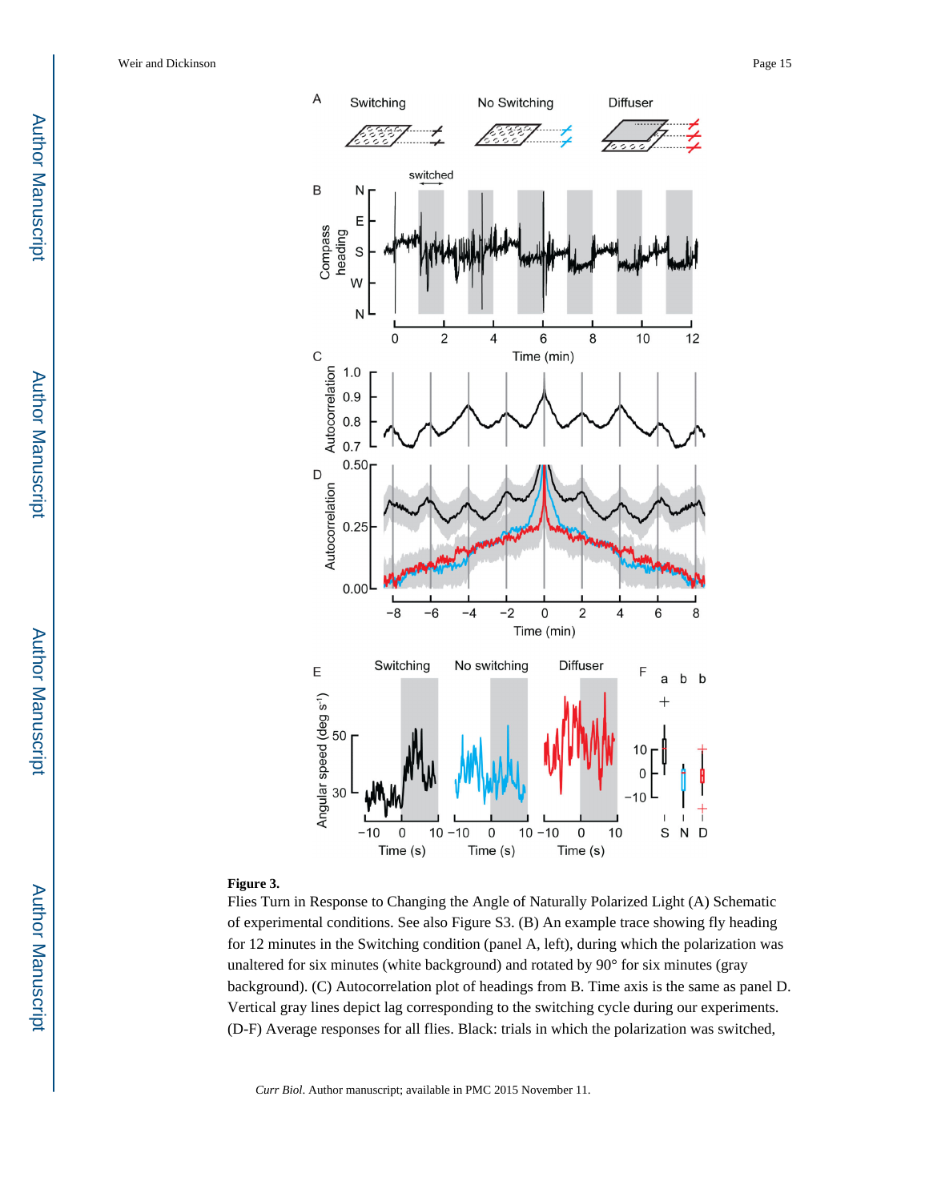**Figure 3.**

Flies Turn in Response to Changing the Angle of Naturally Polarized Light (A) Schematic of experimental conditions. See also Figure S3. (B) An example trace showing fly heading for 12 minutes in the Switching condition (panel A, left), during which the polarization was unaltered for six minutes (white background) and rotated by 90° for six minutes (gray background). (C) Autocorrelation plot of headings from B. Time axis is the same as panel D. Vertical gray lines depict lag corresponding to the switching cycle during our experiments. (D-F) Average responses for all flies. Black: trials in which the polarization was switched,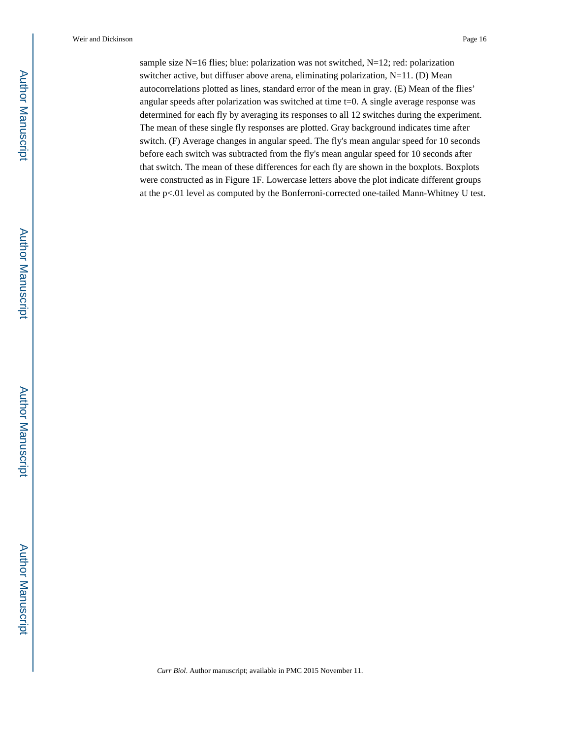sample size N=16 flies; blue: polarization was not switched, N=12; red: polarization switcher active, but diffuser above arena, eliminating polarization, N=11. (D) Mean autocorrelations plotted as lines, standard error of the mean in gray. (E) Mean of the flies' angular speeds after polarization was switched at time t=0. A single average response was determined for each fly by averaging its responses to all 12 switches during the experiment. The mean of these single fly responses are plotted. Gray background indicates time after switch. (F) Average changes in angular speed. The fly's mean angular speed for 10 seconds before each switch was subtracted from the fly's mean angular speed for 10 seconds after that switch. The mean of these differences for each fly are shown in the boxplots. Boxplots were constructed as in Figure 1F. Lowercase letters above the plot indicate different groups at the $p<.01$ level as computed by the Bonferroni-corrected one-tailed Mann-Whitney U test.